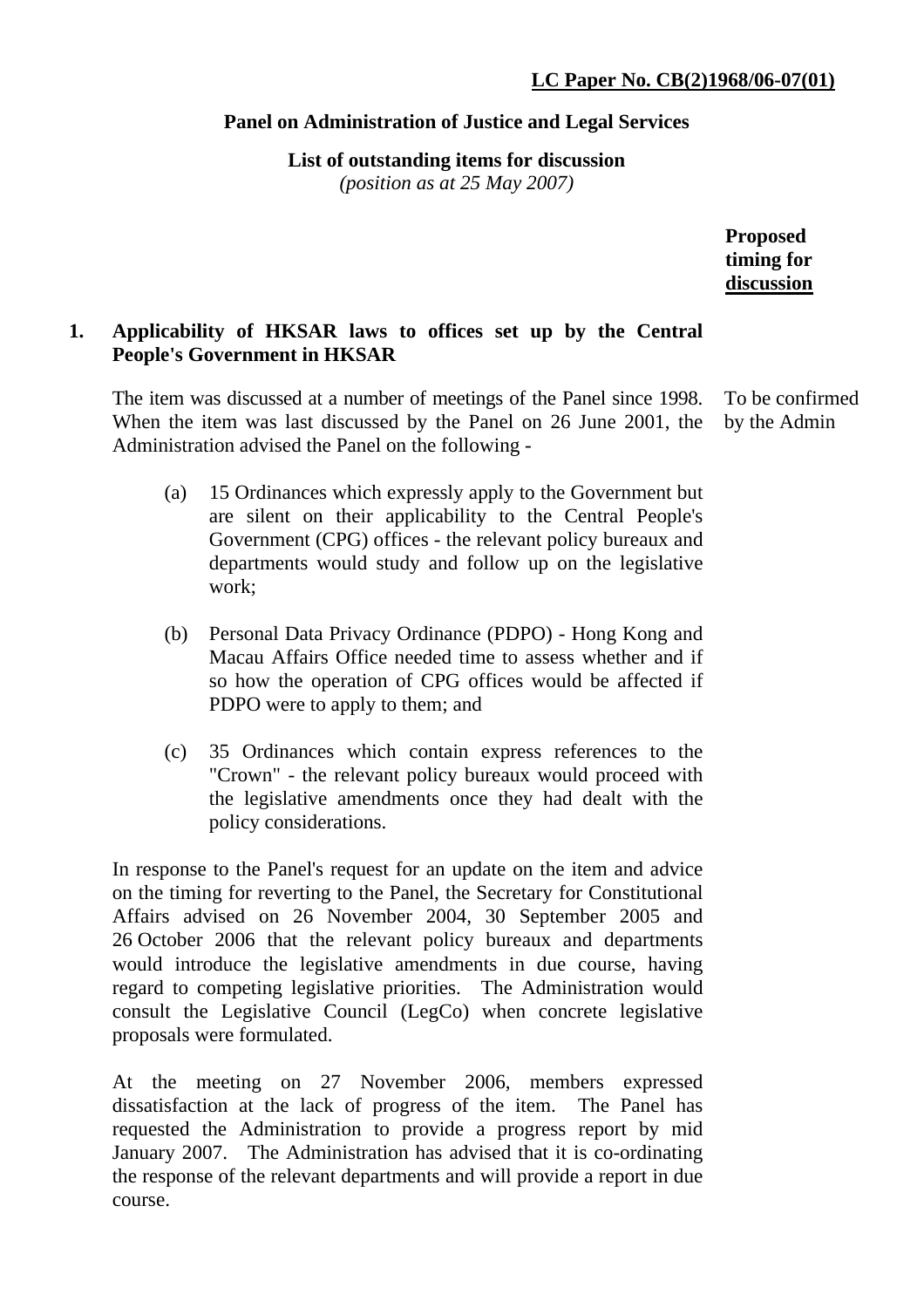**LC Paper No. CB(2)1968/06-07(01)**

# Panel on Administration of Justice and Legal Services

**List of outstanding items for discussion**

*(position as at 25 May 2007)*

**Proposed timing for discussion**

## 1. Applicability of HKSAR laws to offices set up by the Central People's Government in HKSAR

*Proposed timing for discussion: To be confirmed by the Admin*

The item was discussed at a number of meetings of the Panel since 1998. When the item was last discussed by the Panel on 26 June 2001, the Administration advised the Panel on the following -

(a) 15 Ordinances which expressly apply to the Government but are silent on their applicability to the Central People's Government (CPG) offices - the relevant policy bureaux and departments would study and follow up on the legislative work;

(b) Personal Data Privacy Ordinance (PDPO) - Hong Kong and Macau Affairs Office needed time to assess whether and if so how the operation of CPG offices would be affected if PDPO were to apply to them; and

(c) 35 Ordinances which contain express references to the "Crown" - the relevant policy bureaux would proceed with the legislative amendments once they had dealt with the policy considerations.

In response to the Panel's request for an update on the item and advice on the timing for reverting to the Panel, the Secretary for Constitutional Affairs advised on 26 November 2004, 30 September 2005 and 26 October 2006 that the relevant policy bureaux and departments would introduce the legislative amendments in due course, having regard to competing legislative priorities. The Administration would consult the Legislative Council (LegCo) when concrete legislative proposals were formulated.

At the meeting on 27 November 2006, members expressed dissatisfaction at the lack of progress of the item. The Panel has requested the Administration to provide a progress report by mid January 2007. The Administration has advised that it is co-ordinating the response of the relevant departments and will provide a report in due course.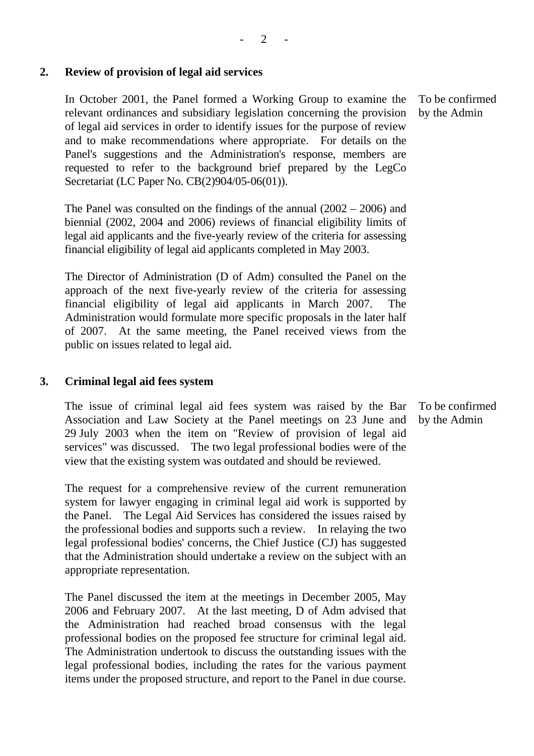**2. Review of provision of legal aid services**

In October 2001, the Panel formed a Working Group to examine the relevant ordinances and subsidiary legislation concerning the provision of legal aid services in order to identify issues for the purpose of review and to make recommendations where appropriate. For details on the Panel's suggestions and the Administration's response, members are requested to refer to the background brief prepared by the LegCo Secretariat (LC Paper No. CB(2)904/05-06(01)).

*To be confirmed by the Admin*

The Panel was consulted on the findings of the annual (2002 – 2006) and biennial (2002, 2004 and 2006) reviews of financial eligibility limits of legal aid applicants and the five-yearly review of the criteria for assessing financial eligibility of legal aid applicants completed in May 2003.

The Director of Administration (D of Adm) consulted the Panel on the approach of the next five-yearly review of the criteria for assessing financial eligibility of legal aid applicants in March 2007. The Administration would formulate more specific proposals in the later half of 2007. At the same meeting, the Panel received views from the public on issues related to legal aid.

**3. Criminal legal aid fees system**

The issue of criminal legal aid fees system was raised by the Bar Association and Law Society at the Panel meetings on 23 June and 29 July 2003 when the item on "Review of provision of legal aid services" was discussed. The two legal professional bodies were of the view that the existing system was outdated and should be reviewed.

*To be confirmed by the Admin*

The request for a comprehensive review of the current remuneration system for lawyer engaging in criminal legal aid work is supported by the Panel. The Legal Aid Services has considered the issues raised by the professional bodies and supports such a review. In relaying the two legal professional bodies' concerns, the Chief Justice (CJ) has suggested that the Administration should undertake a review on the subject with an appropriate representation.

The Panel discussed the item at the meetings in December 2005, May 2006 and February 2007. At the last meeting, D of Adm advised that the Administration had reached broad consensus with the legal professional bodies on the proposed fee structure for criminal legal aid. The Administration undertook to discuss the outstanding issues with the legal professional bodies, including the rates for the various payment items under the proposed structure, and report to the Panel in due course.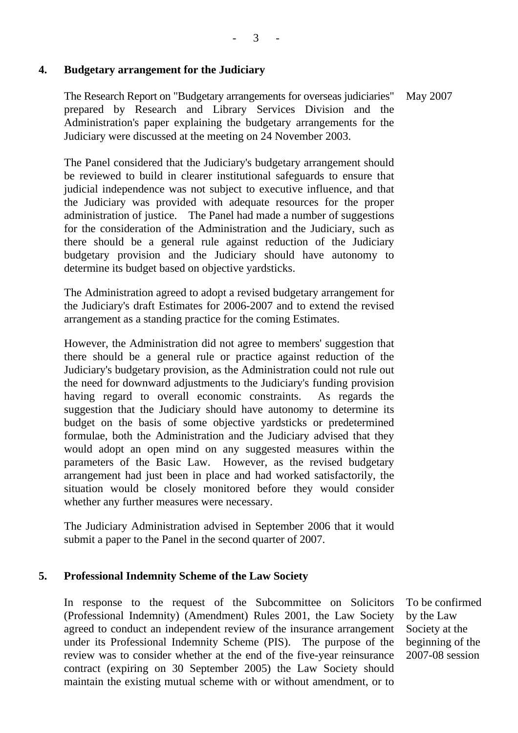## 4. Budgetary arrangement for the Judiciary

The Research Report on "Budgetary arrangements for overseas judiciaries" prepared by Research and Library Services Division and the Administration's paper explaining the budgetary arrangements for the Judiciary were discussed at the meeting on 24 November 2003.

May 2007

The Panel considered that the Judiciary's budgetary arrangement should be reviewed to build in clearer institutional safeguards to ensure that judicial independence was not subject to executive influence, and that the Judiciary was provided with adequate resources for the proper administration of justice. The Panel had made a number of suggestions for the consideration of the Administration and the Judiciary, such as there should be a general rule against reduction of the Judiciary budgetary provision and the Judiciary should have autonomy to determine its budget based on objective yardsticks.

The Administration agreed to adopt a revised budgetary arrangement for the Judiciary's draft Estimates for 2006-2007 and to extend the revised arrangement as a standing practice for the coming Estimates.

However, the Administration did not agree to members' suggestion that there should be a general rule or practice against reduction of the Judiciary's budgetary provision, as the Administration could not rule out the need for downward adjustments to the Judiciary's funding provision having regard to overall economic constraints. As regards the suggestion that the Judiciary should have autonomy to determine its budget on the basis of some objective yardsticks or predetermined formulae, both the Administration and the Judiciary advised that they would adopt an open mind on any suggested measures within the parameters of the Basic Law. However, as the revised budgetary arrangement had just been in place and had worked satisfactorily, the situation would be closely monitored before they would consider whether any further measures were necessary.

The Judiciary Administration advised in September 2006 that it would submit a paper to the Panel in the second quarter of 2007.

## 5. Professional Indemnity Scheme of the Law Society

In response to the request of the Subcommittee on Solicitors (Professional Indemnity) (Amendment) Rules 2001, the Law Society agreed to conduct an independent review of the insurance arrangement under its Professional Indemnity Scheme (PIS). The purpose of the review was to consider whether at the end of the five-year reinsurance contract (expiring on 30 September 2005) the Law Society should maintain the existing mutual scheme with or without amendment, or to

To be confirmed by the Law Society at the beginning of the 2007-08 session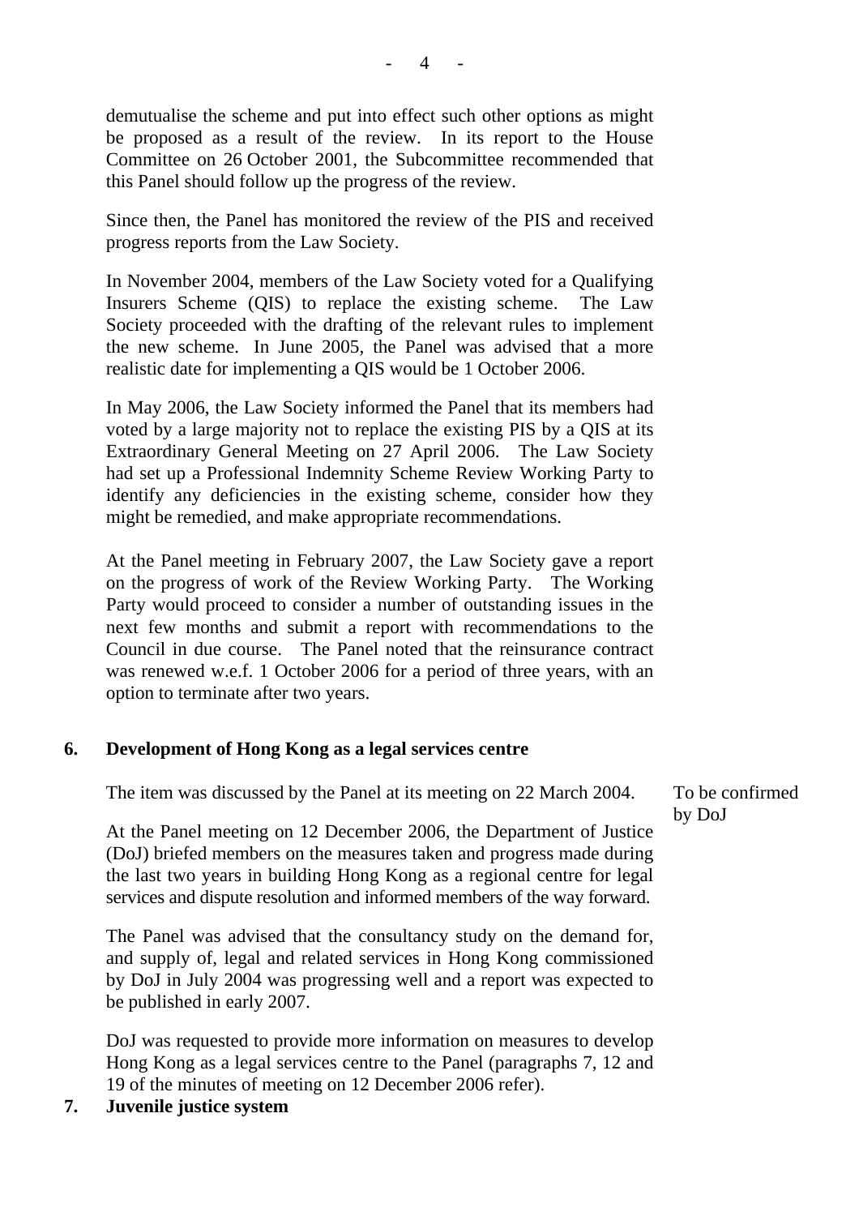demutualise the scheme and put into effect such other options as might be proposed as a result of the review. In its report to the House Committee on 26 October 2001, the Subcommittee recommended that this Panel should follow up the progress of the review.

Since then, the Panel has monitored the review of the PIS and received progress reports from the Law Society.

In November 2004, members of the Law Society voted for a Qualifying Insurers Scheme (QIS) to replace the existing scheme. The Law Society proceeded with the drafting of the relevant rules to implement the new scheme. In June 2005, the Panel was advised that a more realistic date for implementing a QIS would be 1 October 2006.

In May 2006, the Law Society informed the Panel that its members had voted by a large majority not to replace the existing PIS by a QIS at its Extraordinary General Meeting on 27 April 2006. The Law Society had set up a Professional Indemnity Scheme Review Working Party to identify any deficiencies in the existing scheme, consider how they might be remedied, and make appropriate recommendations.

At the Panel meeting in February 2007, the Law Society gave a report on the progress of work of the Review Working Party. The Working Party would proceed to consider a number of outstanding issues in the next few months and submit a report with recommendations to the Council in due course. The Panel noted that the reinsurance contract was renewed w.e.f. 1 October 2006 for a period of three years, with an option to terminate after two years.

**6. Development of Hong Kong as a legal services centre**

The item was discussed by the Panel at its meeting on 22 March 2004.

To be confirmed by DoJ

At the Panel meeting on 12 December 2006, the Department of Justice (DoJ) briefed members on the measures taken and progress made during the last two years in building Hong Kong as a regional centre for legal services and dispute resolution and informed members of the way forward.

The Panel was advised that the consultancy study on the demand for, and supply of, legal and related services in Hong Kong commissioned by DoJ in July 2004 was progressing well and a report was expected to be published in early 2007.

DoJ was requested to provide more information on measures to develop Hong Kong as a legal services centre to the Panel (paragraphs 7, 12 and 19 of the minutes of meeting on 12 December 2006 refer).

**7. Juvenile justice system**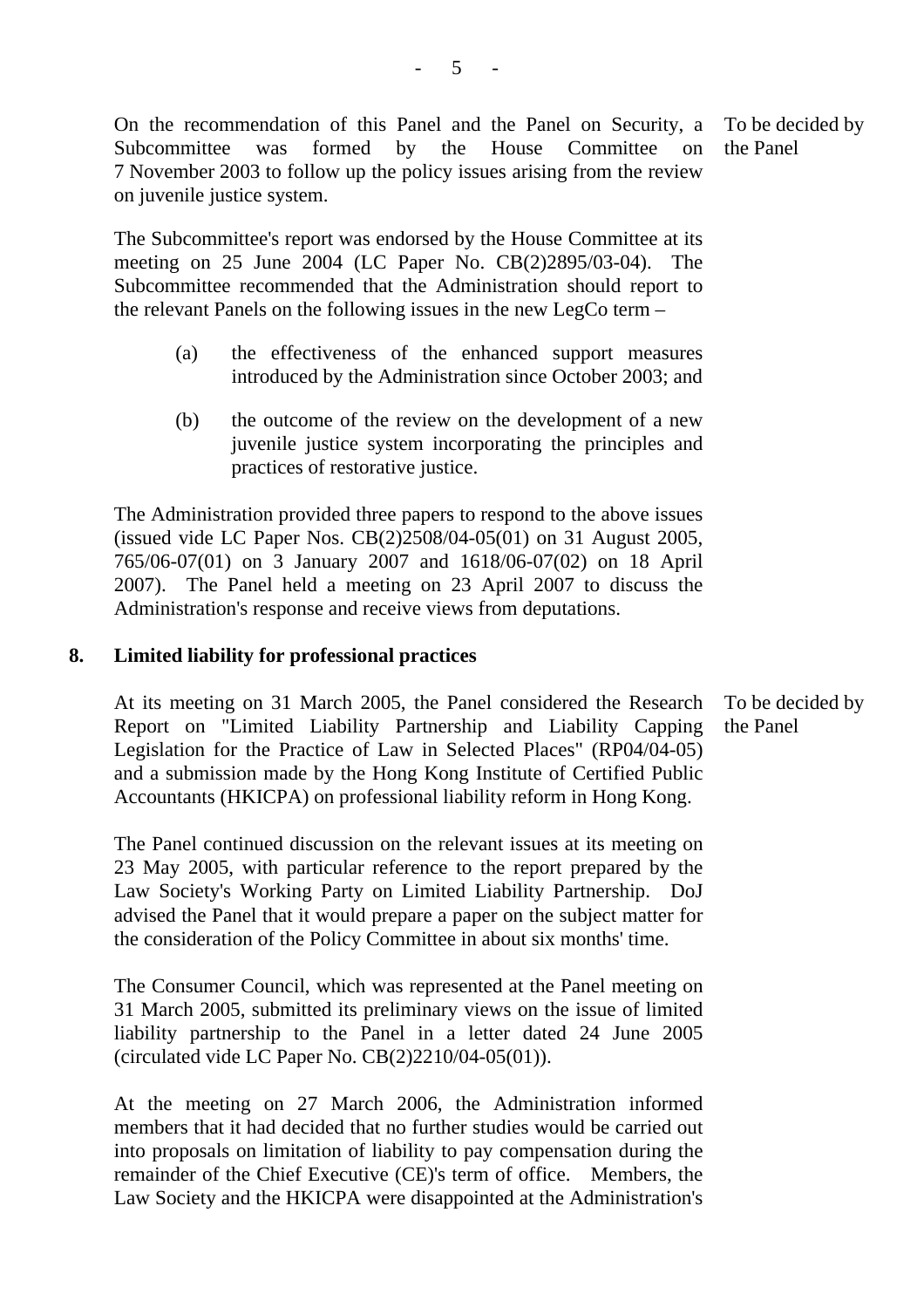On the recommendation of this Panel and the Panel on Security, a Subcommittee was formed by the House Committee on 7 November 2003 to follow up the policy issues arising from the review on juvenile justice system.

To be decided by the Panel

The Subcommittee's report was endorsed by the House Committee at its meeting on 25 June 2004 (LC Paper No. CB(2)2895/03-04). The Subcommittee recommended that the Administration should report to the relevant Panels on the following issues in the new LegCo term –

(a) the effectiveness of the enhanced support measures introduced by the Administration since October 2003; and

(b) the outcome of the review on the development of a new juvenile justice system incorporating the principles and practices of restorative justice.

The Administration provided three papers to respond to the above issues (issued vide LC Paper Nos. CB(2)2508/04-05(01) on 31 August 2005, 765/06-07(01) on 3 January 2007 and 1618/06-07(02) on 18 April 2007). The Panel held a meeting on 23 April 2007 to discuss the Administration's response and receive views from deputations.

**8. Limited liability for professional practices**

At its meeting on 31 March 2005, the Panel considered the Research Report on "Limited Liability Partnership and Liability Capping Legislation for the Practice of Law in Selected Places" (RP04/04-05) and a submission made by the Hong Kong Institute of Certified Public Accountants (HKICPA) on professional liability reform in Hong Kong.

To be decided by the Panel

The Panel continued discussion on the relevant issues at its meeting on 23 May 2005, with particular reference to the report prepared by the Law Society's Working Party on Limited Liability Partnership. DoJ advised the Panel that it would prepare a paper on the subject matter for the consideration of the Policy Committee in about six months' time.

The Consumer Council, which was represented at the Panel meeting on 31 March 2005, submitted its preliminary views on the issue of limited liability partnership to the Panel in a letter dated 24 June 2005 (circulated vide LC Paper No. CB(2)2210/04-05(01)).

At the meeting on 27 March 2006, the Administration informed members that it had decided that no further studies would be carried out into proposals on limitation of liability to pay compensation during the remainder of the Chief Executive (CE)'s term of office. Members, the Law Society and the HKICPA were disappointed at the Administration's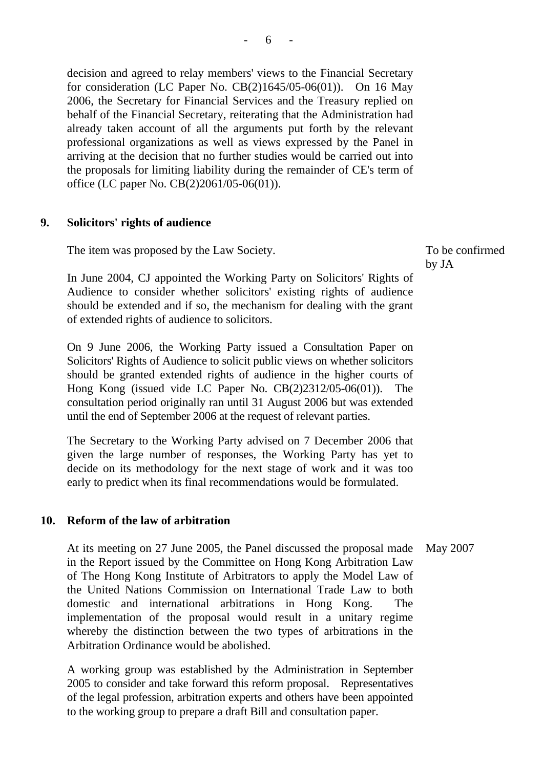decision and agreed to relay members' views to the Financial Secretary for consideration (LC Paper No. CB(2)1645/05-06(01)). On 16 May 2006, the Secretary for Financial Services and the Treasury replied on behalf of the Financial Secretary, reiterating that the Administration had already taken account of all the arguments put forth by the relevant professional organizations as well as views expressed by the Panel in arriving at the decision that no further studies would be carried out into the proposals for limiting liability during the remainder of CE's term of office (LC paper No. CB(2)2061/05-06(01)).

## 9. Solicitors' rights of audience

The item was proposed by the Law Society.

*To be confirmed by JA*

In June 2004, CJ appointed the Working Party on Solicitors' Rights of Audience to consider whether solicitors' existing rights of audience should be extended and if so, the mechanism for dealing with the grant of extended rights of audience to solicitors.

On 9 June 2006, the Working Party issued a Consultation Paper on Solicitors' Rights of Audience to solicit public views on whether solicitors should be granted extended rights of audience in the higher courts of Hong Kong (issued vide LC Paper No. CB(2)2312/05-06(01)). The consultation period originally ran until 31 August 2006 but was extended until the end of September 2006 at the request of relevant parties.

The Secretary to the Working Party advised on 7 December 2006 that given the large number of responses, the Working Party has yet to decide on its methodology for the next stage of work and it was too early to predict when its final recommendations would be formulated.

## 10. Reform of the law of arbitration

At its meeting on 27 June 2005, the Panel discussed the proposal made in the Report issued by the Committee on Hong Kong Arbitration Law of The Hong Kong Institute of Arbitrators to apply the Model Law of the United Nations Commission on International Trade Law to both domestic and international arbitrations in Hong Kong. The implementation of the proposal would result in a unitary regime whereby the distinction between the two types of arbitrations in the Arbitration Ordinance would be abolished.

*May 2007*

A working group was established by the Administration in September 2005 to consider and take forward this reform proposal. Representatives of the legal profession, arbitration experts and others have been appointed to the working group to prepare a draft Bill and consultation paper.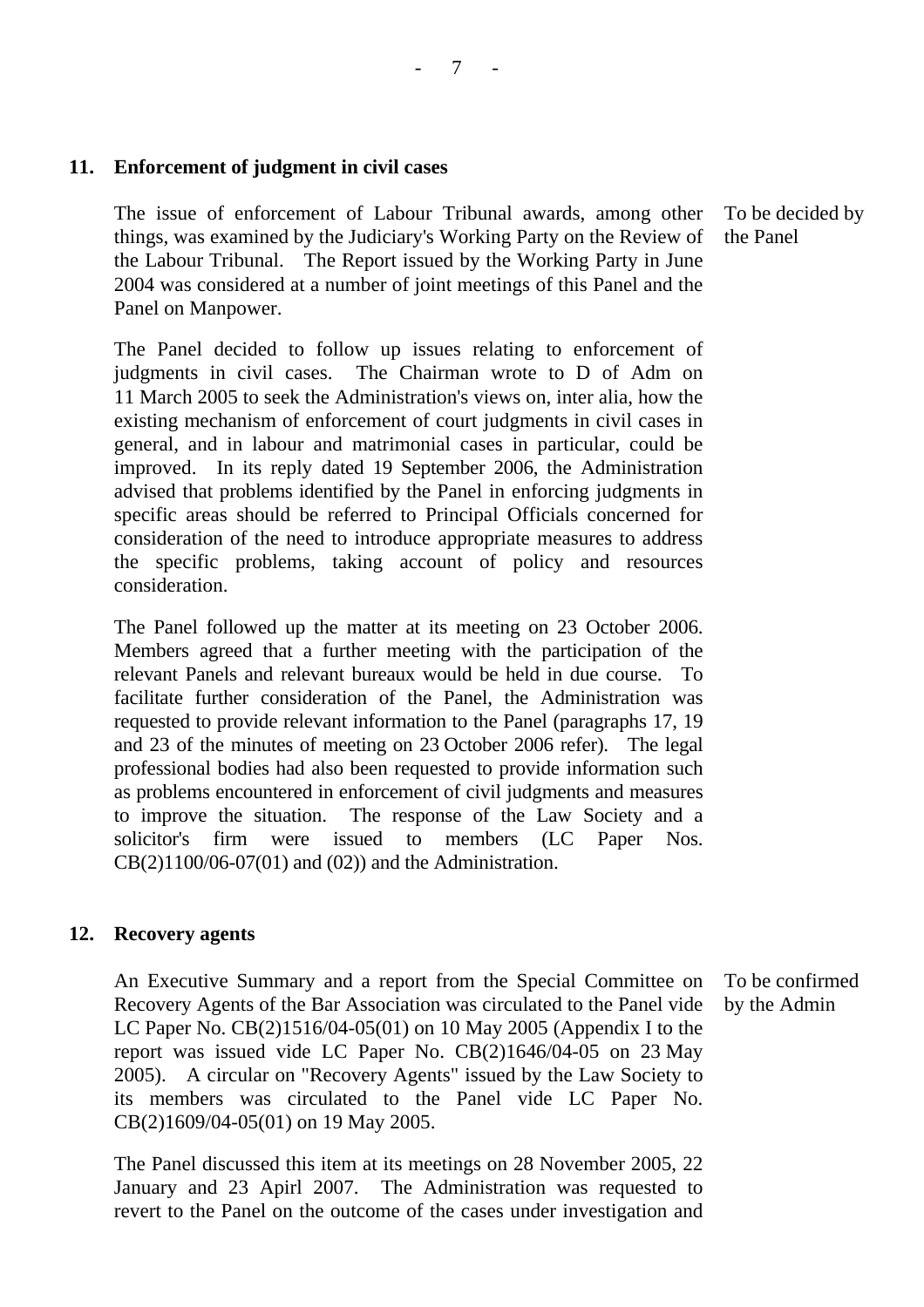## 11. Enforcement of judgment in civil cases

The issue of enforcement of Labour Tribunal awards, among other things, was examined by the Judiciary's Working Party on the Review of the Labour Tribunal. The Report issued by the Working Party in June 2004 was considered at a number of joint meetings of this Panel and the Panel on Manpower.

To be decided by the Panel

The Panel decided to follow up issues relating to enforcement of judgments in civil cases. The Chairman wrote to D of Adm on 11 March 2005 to seek the Administration's views on, inter alia, how the existing mechanism of enforcement of court judgments in civil cases in general, and in labour and matrimonial cases in particular, could be improved. In its reply dated 19 September 2006, the Administration advised that problems identified by the Panel in enforcing judgments in specific areas should be referred to Principal Officials concerned for consideration of the need to introduce appropriate measures to address the specific problems, taking account of policy and resources consideration.

The Panel followed up the matter at its meeting on 23 October 2006. Members agreed that a further meeting with the participation of the relevant Panels and relevant bureaux would be held in due course. To facilitate further consideration of the Panel, the Administration was requested to provide relevant information to the Panel (paragraphs 17, 19 and 23 of the minutes of meeting on 23 October 2006 refer). The legal professional bodies had also been requested to provide information such as problems encountered in enforcement of civil judgments and measures to improve the situation. The response of the Law Society and a solicitor's firm were issued to members (LC Paper Nos. CB(2)1100/06-07(01) and (02)) and the Administration.

## 12. Recovery agents

An Executive Summary and a report from the Special Committee on Recovery Agents of the Bar Association was circulated to the Panel vide LC Paper No. CB(2)1516/04-05(01) on 10 May 2005 (Appendix I to the report was issued vide LC Paper No. CB(2)1646/04-05 on 23 May 2005). A circular on "Recovery Agents" issued by the Law Society to its members was circulated to the Panel vide LC Paper No. CB(2)1609/04-05(01) on 19 May 2005.

To be confirmed by the Admin

The Panel discussed this item at its meetings on 28 November 2005, 22 January and 23 Apirl 2007. The Administration was requested to revert to the Panel on the outcome of the cases under investigation and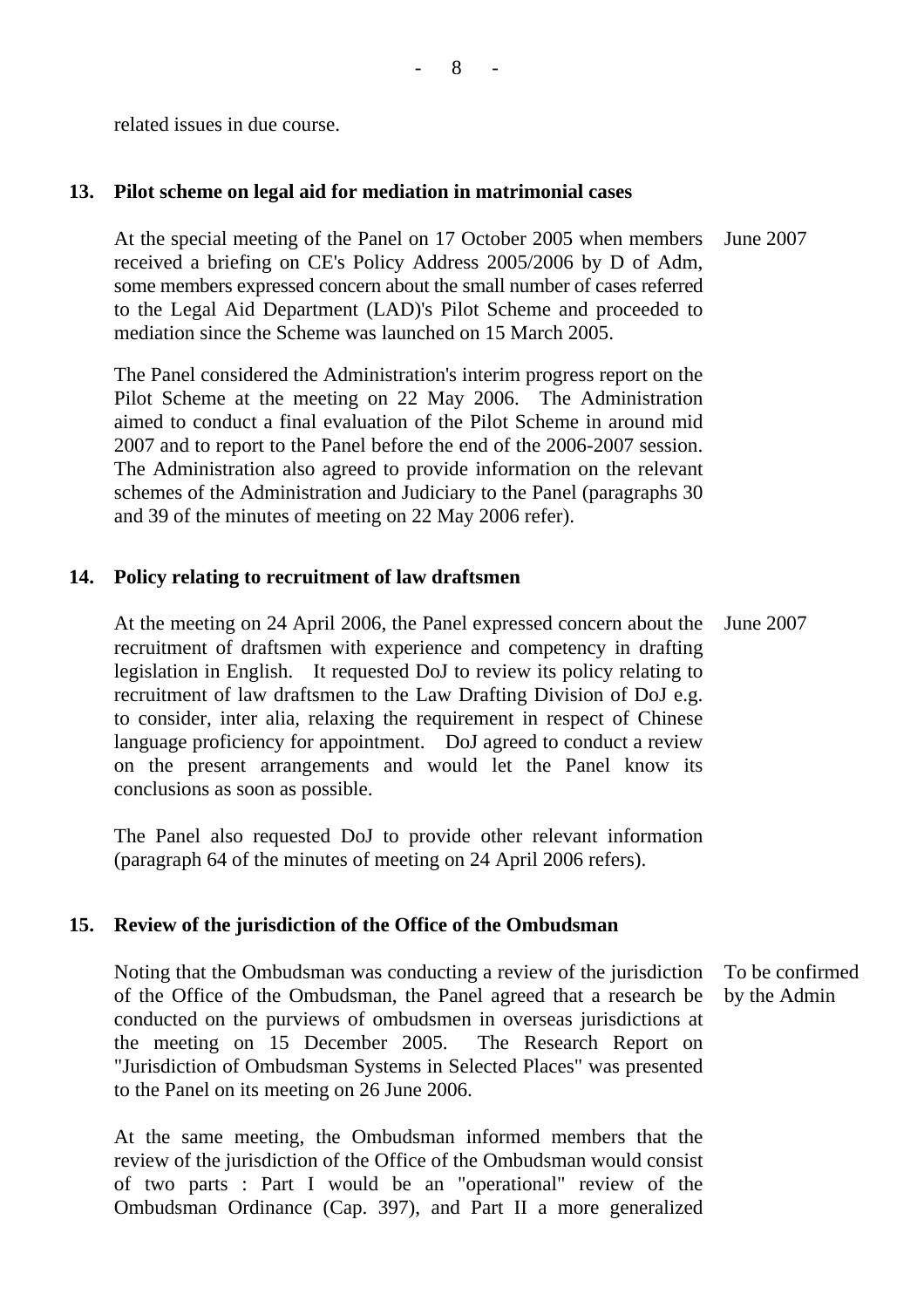related issues in due course.

**13. Pilot scheme on legal aid for mediation in matrimonial cases**

At the special meeting of the Panel on 17 October 2005 when members received a briefing on CE's Policy Address 2005/2006 by D of Adm, some members expressed concern about the small number of cases referred to the Legal Aid Department (LAD)'s Pilot Scheme and proceeded to mediation since the Scheme was launched on 15 March 2005. — June 2007

The Panel considered the Administration's interim progress report on the Pilot Scheme at the meeting on 22 May 2006. The Administration aimed to conduct a final evaluation of the Pilot Scheme in around mid 2007 and to report to the Panel before the end of the 2006-2007 session. The Administration also agreed to provide information on the relevant schemes of the Administration and Judiciary to the Panel (paragraphs 30 and 39 of the minutes of meeting on 22 May 2006 refer).

**14. Policy relating to recruitment of law draftsmen**

At the meeting on 24 April 2006, the Panel expressed concern about the recruitment of draftsmen with experience and competency in drafting legislation in English. It requested DoJ to review its policy relating to recruitment of law draftsmen to the Law Drafting Division of DoJ e.g. to consider, inter alia, relaxing the requirement in respect of Chinese language proficiency for appointment. DoJ agreed to conduct a review on the present arrangements and would let the Panel know its conclusions as soon as possible. — June 2007

The Panel also requested DoJ to provide other relevant information (paragraph 64 of the minutes of meeting on 24 April 2006 refers).

**15. Review of the jurisdiction of the Office of the Ombudsman**

Noting that the Ombudsman was conducting a review of the jurisdiction of the Office of the Ombudsman, the Panel agreed that a research be conducted on the purviews of ombudsmen in overseas jurisdictions at the meeting on 15 December 2005. The Research Report on "Jurisdiction of Ombudsman Systems in Selected Places" was presented to the Panel on its meeting on 26 June 2006. — To be confirmed by the Admin

At the same meeting, the Ombudsman informed members that the review of the jurisdiction of the Office of the Ombudsman would consist of two parts : Part I would be an "operational" review of the Ombudsman Ordinance (Cap. 397), and Part II a more generalized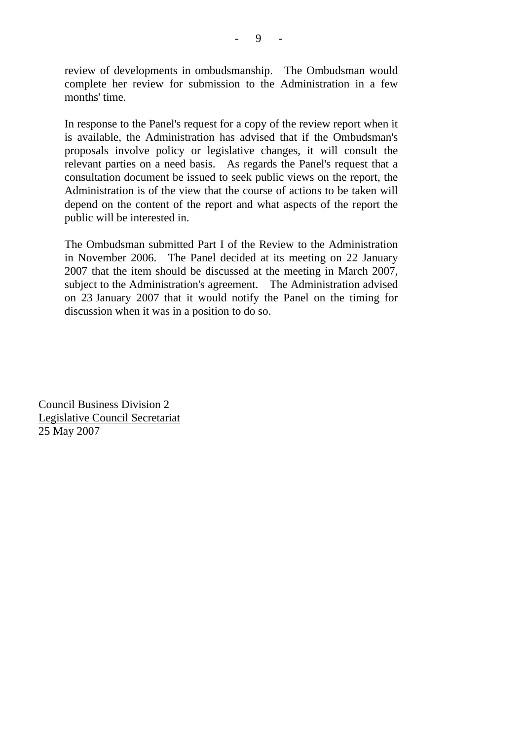review of developments in ombudsmanship. The Ombudsman would complete her review for submission to the Administration in a few months' time.

In response to the Panel's request for a copy of the review report when it is available, the Administration has advised that if the Ombudsman's proposals involve policy or legislative changes, it will consult the relevant parties on a need basis. As regards the Panel's request that a consultation document be issued to seek public views on the report, the Administration is of the view that the course of actions to be taken will depend on the content of the report and what aspects of the report the public will be interested in.

The Ombudsman submitted Part I of the Review to the Administration in November 2006. The Panel decided at its meeting on 22 January 2007 that the item should be discussed at the meeting in March 2007, subject to the Administration's agreement. The Administration advised on 23 January 2007 that it would notify the Panel on the timing for discussion when it was in a position to do so.

Council Business Division 2
Legislative Council Secretariat
25 May 2007